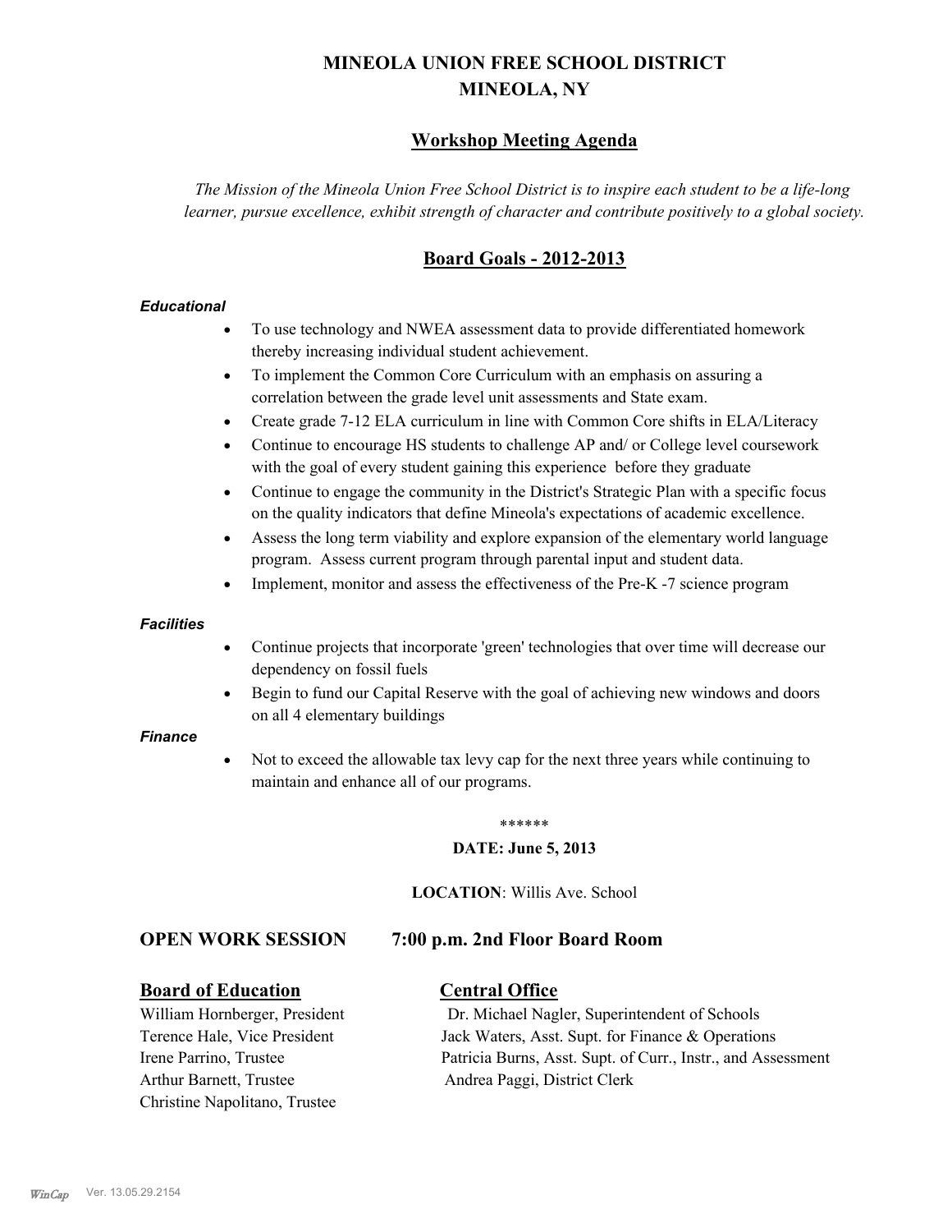# MINEOLA UNION FREE SCHOOL DISTRICT
# MINEOLA, NY

## Workshop Meeting Agenda

*The Mission of the Mineola Union Free School District is to inspire each student to be a life-long learner, pursue excellence, exhibit strength of character and contribute positively to a global society.*

## Board Goals - 2012-2013

***Educational***

- To use technology and NWEA assessment data to provide differentiated homework thereby increasing individual student achievement.
- To implement the Common Core Curriculum with an emphasis on assuring a correlation between the grade level unit assessments and State exam.
- Create grade 7-12 ELA curriculum in line with Common Core shifts in ELA/Literacy
- Continue to encourage HS students to challenge AP and/ or College level coursework with the goal of every student gaining this experience before they graduate
- Continue to engage the community in the District's Strategic Plan with a specific focus on the quality indicators that define Mineola's expectations of academic excellence.
- Assess the long term viability and explore expansion of the elementary world language program. Assess current program through parental input and student data.
- Implement, monitor and assess the effectiveness of the Pre-K -7 science program

***Facilities***

- Continue projects that incorporate 'green' technologies that over time will decrease our dependency on fossil fuels
- Begin to fund our Capital Reserve with the goal of achieving new windows and doors on all 4 elementary buildings

***Finance***

- Not to exceed the allowable tax levy cap for the next three years while continuing to maintain and enhance all of our programs.

******

**DATE: June 5, 2013**

**LOCATION**: Willis Ave. School

### OPEN WORK SESSION 7:00 p.m. 2nd Floor Board Room

**Board of Education**

William Hornberger, President
Terence Hale, Vice President
Irene Parrino, Trustee
Arthur Barnett, Trustee
Christine Napolitano, Trustee

**Central Office**

Dr. Michael Nagler, Superintendent of Schools
Jack Waters, Asst. Supt. for Finance & Operations
Patricia Burns, Asst. Supt. of Curr., Instr., and Assessment
Andrea Paggi, District Clerk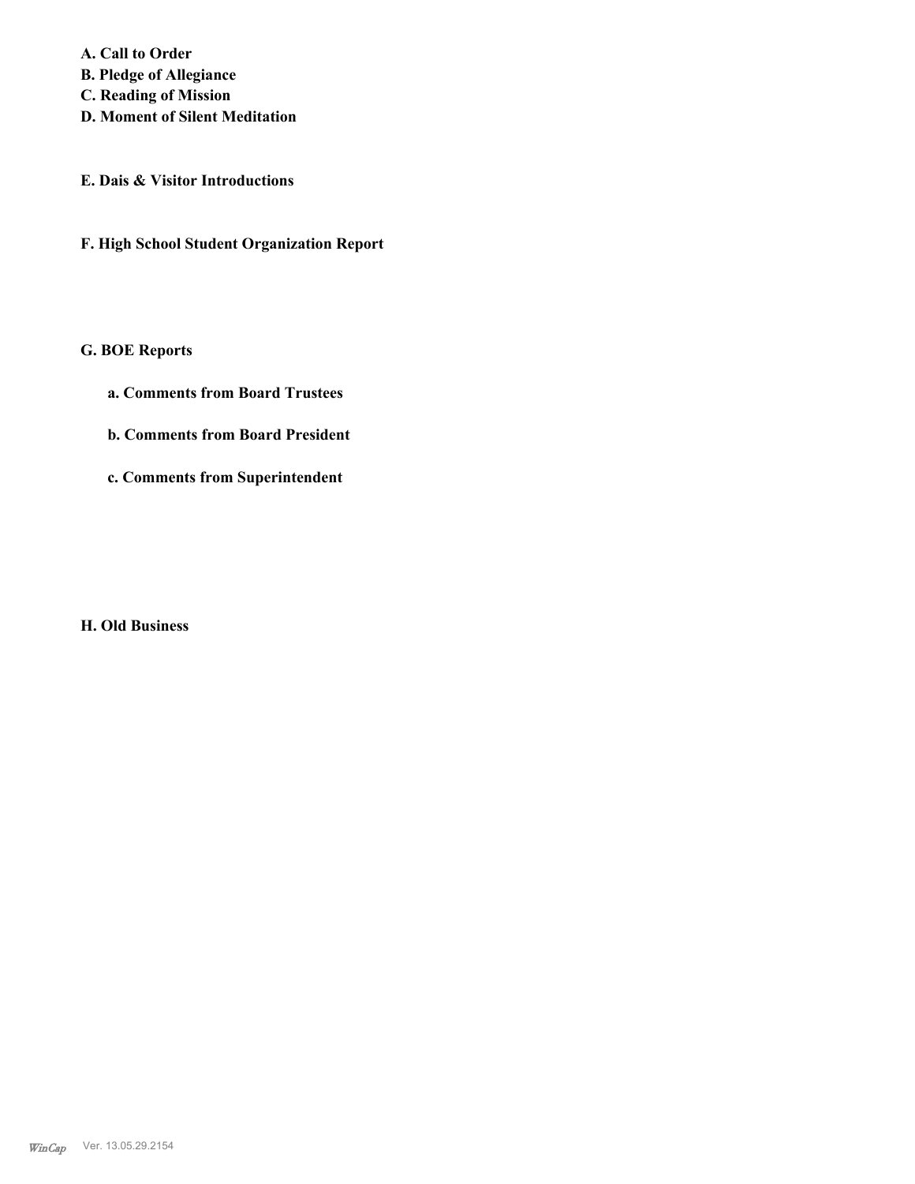**A. Call to Order**
**B. Pledge of Allegiance**
**C. Reading of Mission**
**D. Moment of Silent Meditation**

**E. Dais & Visitor Introductions**

**F. High School Student Organization Report**

**G. BOE Reports**

**a. Comments from Board Trustees**

**b. Comments from Board President**

**c. Comments from Superintendent**

**H. Old Business**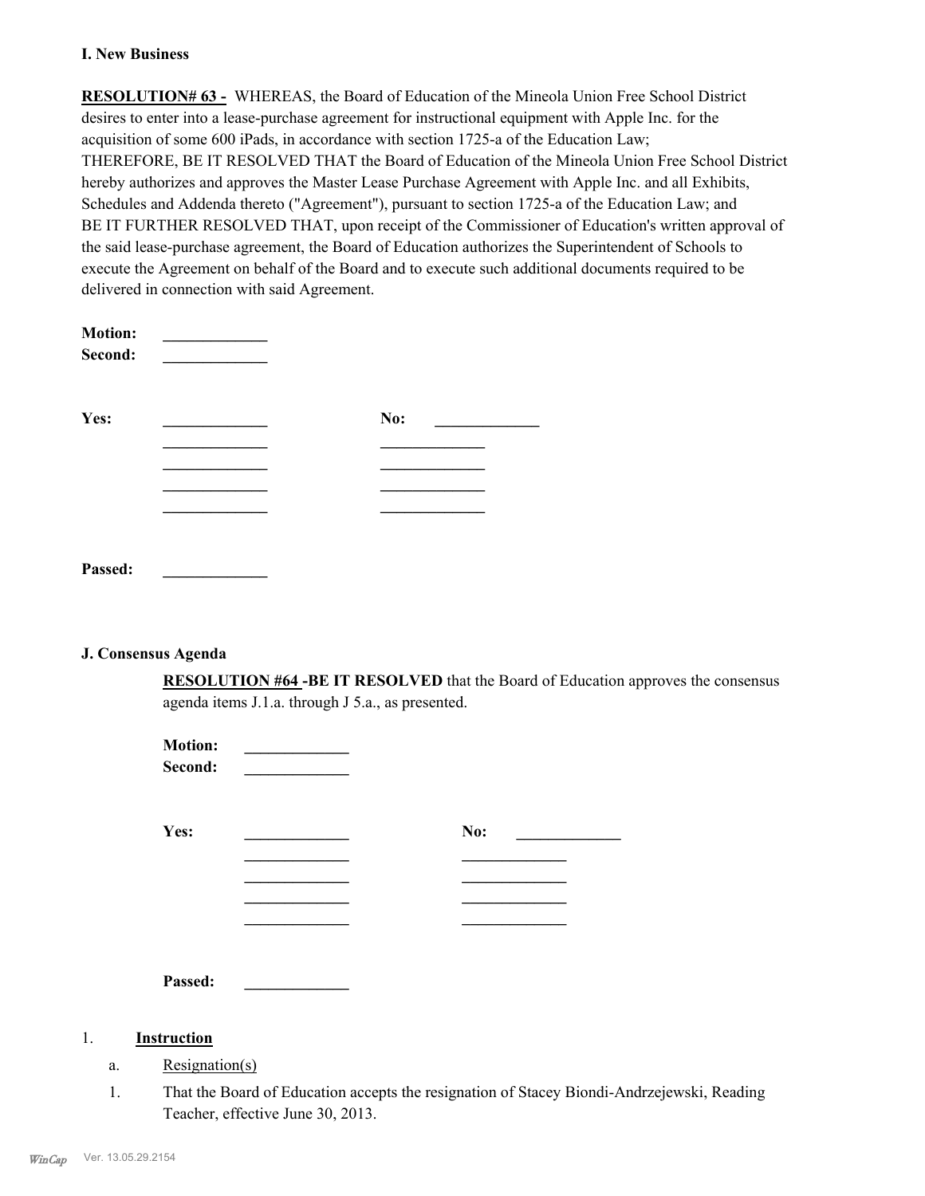**I. New Business**

**RESOLUTION# 63 -** WHEREAS, the Board of Education of the Mineola Union Free School District desires to enter into a lease-purchase agreement for instructional equipment with Apple Inc. for the acquisition of some 600 iPads, in accordance with section 1725-a of the Education Law;
THEREFORE, BE IT RESOLVED THAT the Board of Education of the Mineola Union Free School District hereby authorizes and approves the Master Lease Purchase Agreement with Apple Inc. and all Exhibits, Schedules and Addenda thereto ("Agreement"), pursuant to section 1725-a of the Education Law; and
BE IT FURTHER RESOLVED THAT, upon receipt of the Commissioner of Education's written approval of the said lease-purchase agreement, the Board of Education authorizes the Superintendent of Schools to execute the Agreement on behalf of the Board and to execute such additional documents required to be delivered in connection with said Agreement.

**Motion:** _____________
**Second:** _____________

| **Yes:** | _____________ | **No:** | _____________ |
|---|---|---|---|
| | _____________ | | _____________ |
| | _____________ | | _____________ |
| | _____________ | | _____________ |
| | _____________ | | _____________ |

**Passed:** _____________

**J. Consensus Agenda**

**RESOLUTION #64 -BE IT RESOLVED** that the Board of Education approves the consensus agenda items J.1.a. through J 5.a., as presented.

**Motion:** _____________
**Second:** _____________

| **Yes:** | _____________ | **No:** | _____________ |
|---|---|---|---|
| | _____________ | | _____________ |
| | _____________ | | _____________ |
| | _____________ | | _____________ |
| | _____________ | | _____________ |

**Passed:** _____________

1. **Instruction**

   a. Resignation(s)

   1. That the Board of Education accepts the resignation of Stacey Biondi-Andrzejewski, Reading Teacher, effective June 30, 2013.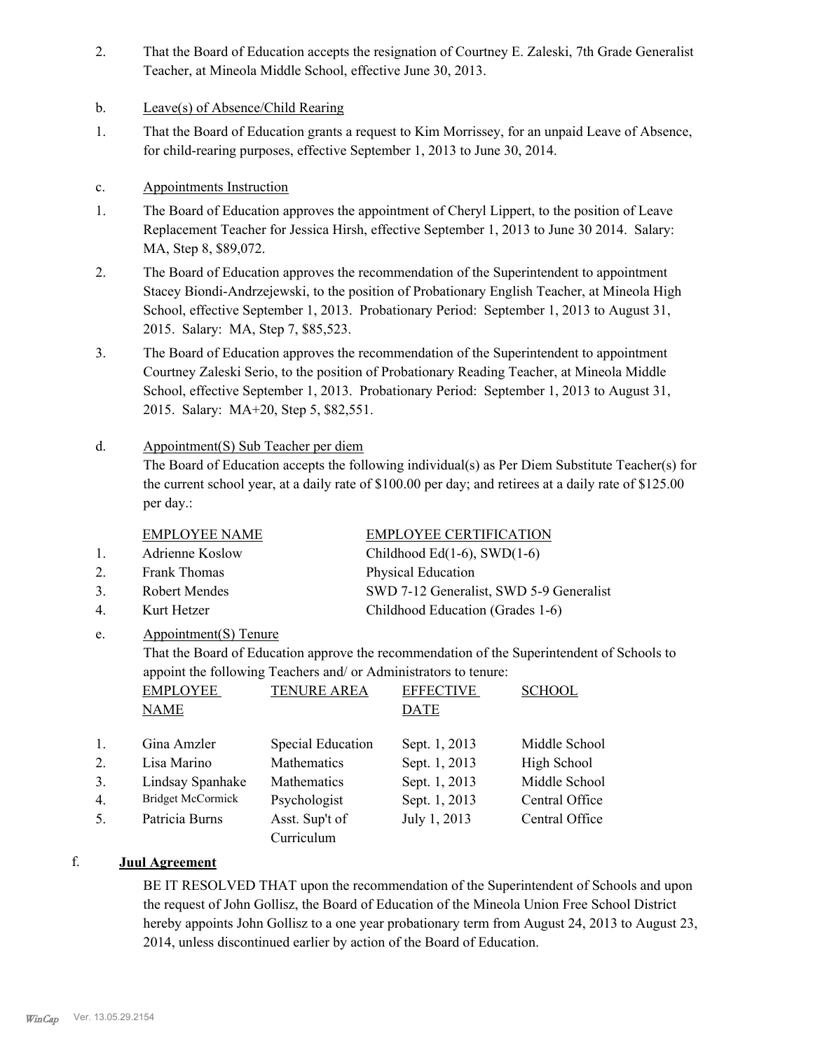2. That the Board of Education accepts the resignation of Courtney E. Zaleski, 7th Grade Generalist Teacher, at Mineola Middle School, effective June 30, 2013.

b. Leave(s) of Absence/Child Rearing

1. That the Board of Education grants a request to Kim Morrissey, for an unpaid Leave of Absence, for child-rearing purposes, effective September 1, 2013 to June 30, 2014.

c. Appointments Instruction

1. The Board of Education approves the appointment of Cheryl Lippert, to the position of Leave Replacement Teacher for Jessica Hirsh, effective September 1, 2013 to June 30 2014. Salary: MA, Step 8, $89,072.

2. The Board of Education approves the recommendation of the Superintendent to appointment Stacey Biondi-Andrzejewski, to the position of Probationary English Teacher, at Mineola High School, effective September 1, 2013. Probationary Period: September 1, 2013 to August 31, 2015. Salary: MA, Step 7, $85,523.

3. The Board of Education approves the recommendation of the Superintendent to appointment Courtney Zaleski Serio, to the position of Probationary Reading Teacher, at Mineola Middle School, effective September 1, 2013. Probationary Period: September 1, 2013 to August 31, 2015. Salary: MA+20, Step 5, $82,551.

d. Appointment(S) Sub Teacher per diem

The Board of Education accepts the following individual(s) as Per Diem Substitute Teacher(s) for the current school year, at a daily rate of $100.00 per day; and retirees at a daily rate of $125.00 per day.:

| | EMPLOYEE NAME | EMPLOYEE CERTIFICATION |
|---|---|---|
| 1. | Adrienne Koslow | Childhood Ed(1-6), SWD(1-6) |
| 2. | Frank Thomas | Physical Education |
| 3. | Robert Mendes | SWD 7-12 Generalist, SWD 5-9 Generalist |
| 4. | Kurt Hetzer | Childhood Education (Grades 1-6) |

e. Appointment(S) Tenure

That the Board of Education approve the recommendation of the Superintendent of Schools to appoint the following Teachers and/ or Administrators to tenure:

| | EMPLOYEE NAME | TENURE AREA | EFFECTIVE DATE | SCHOOL |
|---|---|---|---|---|
| 1. | Gina Amzler | Special Education | Sept. 1, 2013 | Middle School |
| 2. | Lisa Marino | Mathematics | Sept. 1, 2013 | High School |
| 3. | Lindsay Spanhake | Mathematics | Sept. 1, 2013 | Middle School |
| 4. | Bridget McCormick | Psychologist | Sept. 1, 2013 | Central Office |
| 5. | Patricia Burns | Asst. Sup't of Curriculum | July 1, 2013 | Central Office |

f. **Juul Agreement**

BE IT RESOLVED THAT upon the recommendation of the Superintendent of Schools and upon the request of John Gollisz, the Board of Education of the Mineola Union Free School District hereby appoints John Gollisz to a one year probationary term from August 24, 2013 to August 23, 2014, unless discontinued earlier by action of the Board of Education.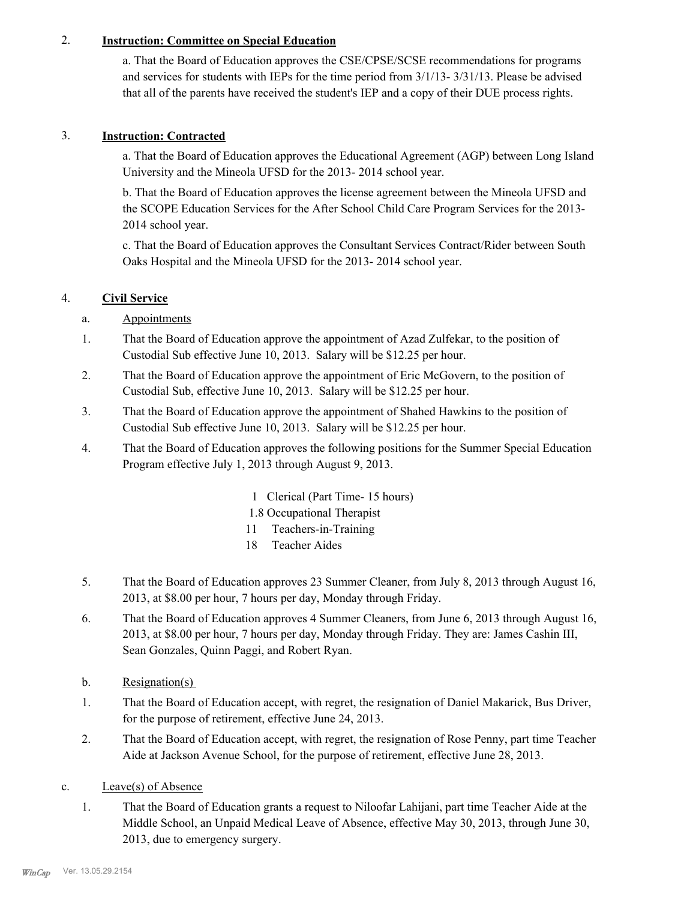2. **Instruction: Committee on Special Education**

   a. That the Board of Education approves the CSE/CPSE/SCSE recommendations for programs and services for students with IEPs for the time period from 3/1/13- 3/31/13. Please be advised that all of the parents have received the student's IEP and a copy of their DUE process rights.

3. **Instruction: Contracted**

   a. That the Board of Education approves the Educational Agreement (AGP) between Long Island University and the Mineola UFSD for the 2013- 2014 school year.

   b. That the Board of Education approves the license agreement between the Mineola UFSD and the SCOPE Education Services for the After School Child Care Program Services for the 2013-2014 school year.

   c. That the Board of Education approves the Consultant Services Contract/Rider between South Oaks Hospital and the Mineola UFSD for the 2013- 2014 school year.

4. **Civil Service**

   a. Appointments

   1. That the Board of Education approve the appointment of Azad Zulfekar, to the position of Custodial Sub effective June 10, 2013. Salary will be $12.25 per hour.
   2. That the Board of Education approve the appointment of Eric McGovern, to the position of Custodial Sub, effective June 10, 2013. Salary will be $12.25 per hour.
   3. That the Board of Education approve the appointment of Shahed Hawkins to the position of Custodial Sub effective June 10, 2013. Salary will be $12.25 per hour.
   4. That the Board of Education approves the following positions for the Summer Special Education Program effective July 1, 2013 through August 9, 2013.

      1 Clerical (Part Time- 15 hours)
      1.8 Occupational Therapist
      11 Teachers-in-Training
      18 Teacher Aides

   5. That the Board of Education approves 23 Summer Cleaner, from July 8, 2013 through August 16, 2013, at $8.00 per hour, 7 hours per day, Monday through Friday.
   6. That the Board of Education approves 4 Summer Cleaners, from June 6, 2013 through August 16, 2013, at $8.00 per hour, 7 hours per day, Monday through Friday. They are: James Cashin III, Sean Gonzales, Quinn Paggi, and Robert Ryan.

   b. Resignation(s)

   1. That the Board of Education accept, with regret, the resignation of Daniel Makarick, Bus Driver, for the purpose of retirement, effective June 24, 2013.
   2. That the Board of Education accept, with regret, the resignation of Rose Penny, part time Teacher Aide at Jackson Avenue School, for the purpose of retirement, effective June 28, 2013.

   c. Leave(s) of Absence

   1. That the Board of Education grants a request to Niloofar Lahijani, part time Teacher Aide at the Middle School, an Unpaid Medical Leave of Absence, effective May 30, 2013, through June 30, 2013, due to emergency surgery.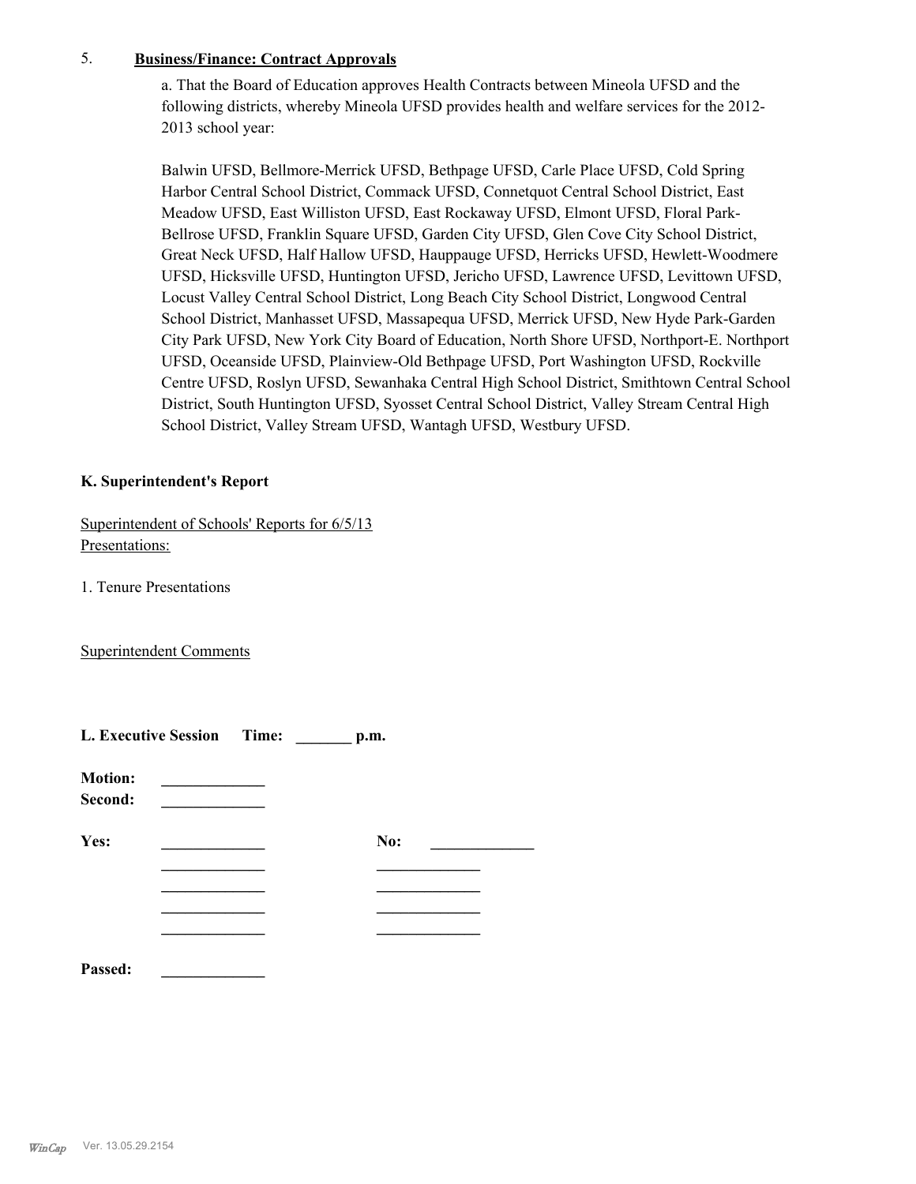5. **Business/Finance: Contract Approvals**

a. That the Board of Education approves Health Contracts between Mineola UFSD and the following districts, whereby Mineola UFSD provides health and welfare services for the 2012-2013 school year:

Balwin UFSD, Bellmore-Merrick UFSD, Bethpage UFSD, Carle Place UFSD, Cold Spring Harbor Central School District, Commack UFSD, Connetquot Central School District, East Meadow UFSD, East Williston UFSD, East Rockaway UFSD, Elmont UFSD, Floral Park-Bellrose UFSD, Franklin Square UFSD, Garden City UFSD, Glen Cove City School District, Great Neck UFSD, Half Hallow UFSD, Hauppauge UFSD, Herricks UFSD, Hewlett-Woodmere UFSD, Hicksville UFSD, Huntington UFSD, Jericho UFSD, Lawrence UFSD, Levittown UFSD, Locust Valley Central School District, Long Beach City School District, Longwood Central School District, Manhasset UFSD, Massapequa UFSD, Merrick UFSD, New Hyde Park-Garden City Park UFSD, New York City Board of Education, North Shore UFSD, Northport-E. Northport UFSD, Oceanside UFSD, Plainview-Old Bethpage UFSD, Port Washington UFSD, Rockville Centre UFSD, Roslyn UFSD, Sewanhaka Central High School District, Smithtown Central School District, South Huntington UFSD, Syosset Central School District, Valley Stream Central High School District, Valley Stream UFSD, Wantagh UFSD, Westbury UFSD.

**K. Superintendent's Report**

Superintendent of Schools' Reports for 6/5/13
Presentations:

1. Tenure Presentations

Superintendent Comments

**L. Executive Session** **Time: _______ p.m.**

**Motion:** _____________
**Second:** _____________

**Yes:** _____________ **No:** _____________
_____________ _____________
_____________ _____________
_____________ _____________
_____________ _____________

**Passed:** _____________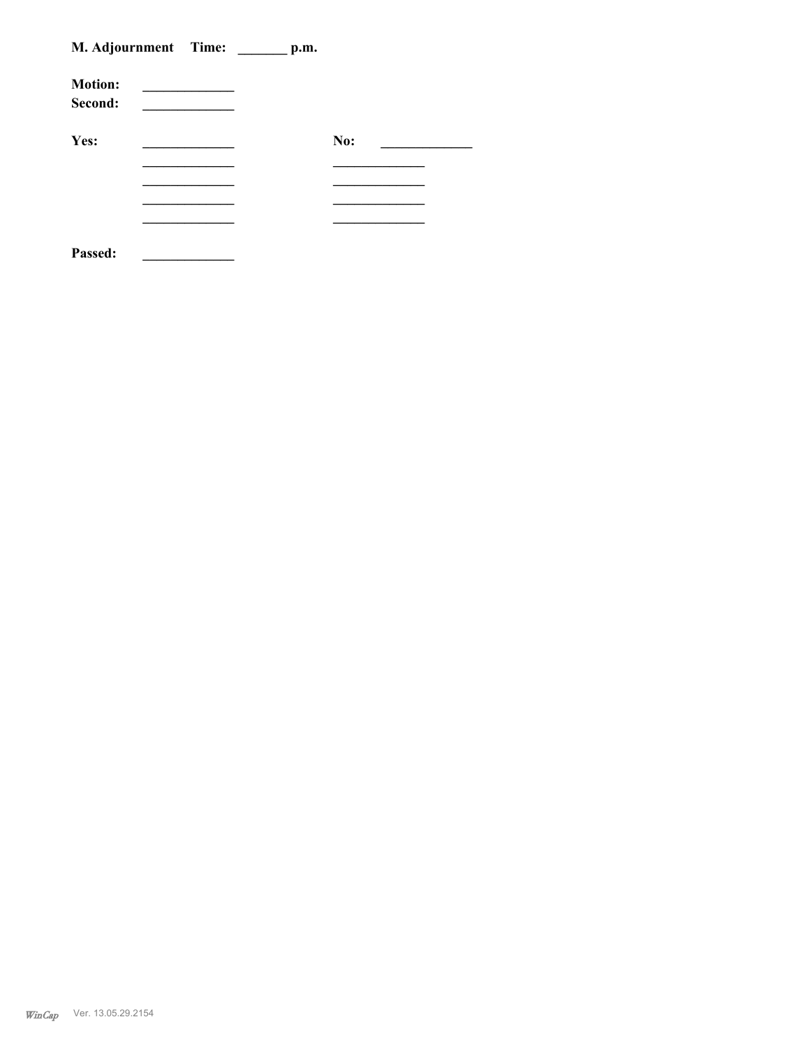**M. Adjournment Time: _______ p.m.**

**Motion:** _____________
**Second:** _____________

| | | | |
|---|---|---|---|
| **Yes:** | _____________ | **No:** | _____________ |
| | _____________ | | _____________ |
| | _____________ | | _____________ |
| | _____________ | | _____________ |
| | _____________ | | _____________ |

**Passed:** _____________

*WinCap* Ver. 13.05.29.2154